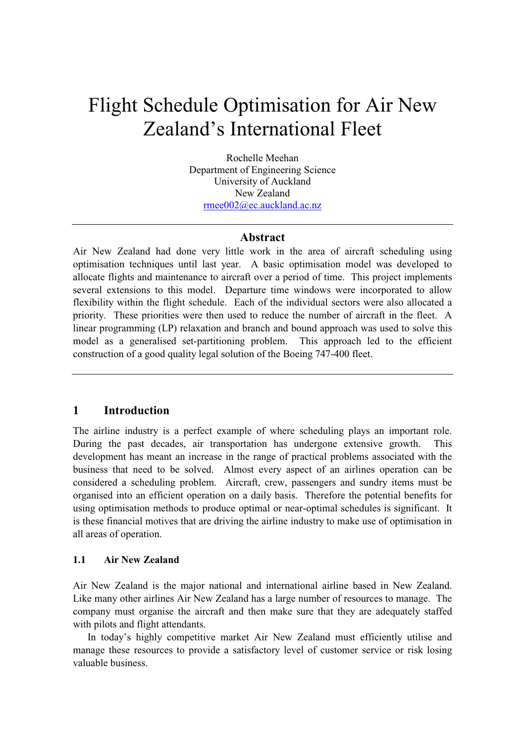# Flight Schedule Optimisation for Air New Zealand's International Fleet

Rochelle Meehan
Department of Engineering Science
University of Auckland
New Zealand
rmee002@ec.auckland.ac.nz

## Abstract

Air New Zealand had done very little work in the area of aircraft scheduling using optimisation techniques until last year. A basic optimisation model was developed to allocate flights and maintenance to aircraft over a period of time. This project implements several extensions to this model. Departure time windows were incorporated to allow flexibility within the flight schedule. Each of the individual sectors were also allocated a priority. These priorities were then used to reduce the number of aircraft in the fleet. A linear programming (LP) relaxation and branch and bound approach was used to solve this model as a generalised set-partitioning problem. This approach led to the efficient construction of a good quality legal solution of the Boeing 747-400 fleet.

## 1 Introduction

The airline industry is a perfect example of where scheduling plays an important role. During the past decades, air transportation has undergone extensive growth. This development has meant an increase in the range of practical problems associated with the business that need to be solved. Almost every aspect of an airlines operation can be considered a scheduling problem. Aircraft, crew, passengers and sundry items must be organised into an efficient operation on a daily basis. Therefore the potential benefits for using optimisation methods to produce optimal or near-optimal schedules is significant. It is these financial motives that are driving the airline industry to make use of optimisation in all areas of operation.

### 1.1 Air New Zealand

Air New Zealand is the major national and international airline based in New Zealand. Like many other airlines Air New Zealand has a large number of resources to manage. The company must organise the aircraft and then make sure that they are adequately staffed with pilots and flight attendants.

In today's highly competitive market Air New Zealand must efficiently utilise and manage these resources to provide a satisfactory level of customer service or risk losing valuable business.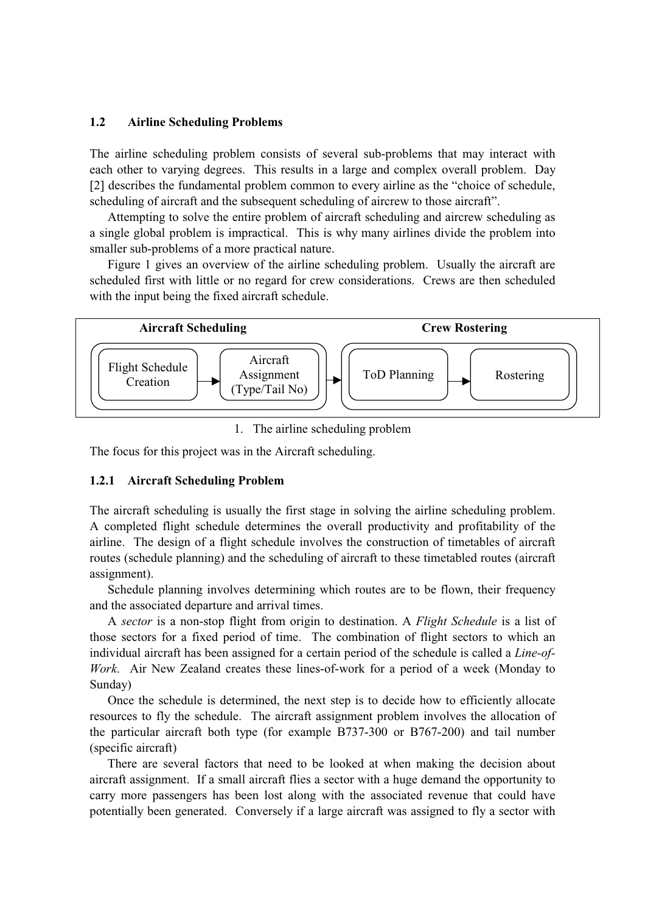### 1.2 Airline Scheduling Problems

The airline scheduling problem consists of several sub-problems that may interact with each other to varying degrees. This results in a large and complex overall problem. Day [2] describes the fundamental problem common to every airline as the "choice of schedule, scheduling of aircraft and the subsequent scheduling of aircrew to those aircraft".

Attempting to solve the entire problem of aircraft scheduling and aircrew scheduling as a single global problem is impractical. This is why many airlines divide the problem into smaller sub-problems of a more practical nature.

Figure 1 gives an overview of the airline scheduling problem. Usually the aircraft are scheduled first with little or no regard for crew considerations. Crews are then scheduled with the input being the fixed aircraft schedule.

**Aircraft Scheduling**: Flight Schedule Creation → Aircraft Assignment (Type/Tail No) → **Crew Rostering**: ToD Planning → Rostering

1. The airline scheduling problem

The focus for this project was in the Aircraft scheduling.

#### 1.2.1 Aircraft Scheduling Problem

The aircraft scheduling is usually the first stage in solving the airline scheduling problem. A completed flight schedule determines the overall productivity and profitability of the airline. The design of a flight schedule involves the construction of timetables of aircraft routes (schedule planning) and the scheduling of aircraft to these timetabled routes (aircraft assignment).

Schedule planning involves determining which routes are to be flown, their frequency and the associated departure and arrival times.

A *sector* is a non-stop flight from origin to destination. A *Flight Schedule* is a list of those sectors for a fixed period of time. The combination of flight sectors to which an individual aircraft has been assigned for a certain period of the schedule is called a *Line-of-Work*. Air New Zealand creates these lines-of-work for a period of a week (Monday to Sunday)

Once the schedule is determined, the next step is to decide how to efficiently allocate resources to fly the schedule. The aircraft assignment problem involves the allocation of the particular aircraft both type (for example B737-300 or B767-200) and tail number (specific aircraft)

There are several factors that need to be looked at when making the decision about aircraft assignment. If a small aircraft flies a sector with a huge demand the opportunity to carry more passengers has been lost along with the associated revenue that could have potentially been generated. Conversely if a large aircraft was assigned to fly a sector with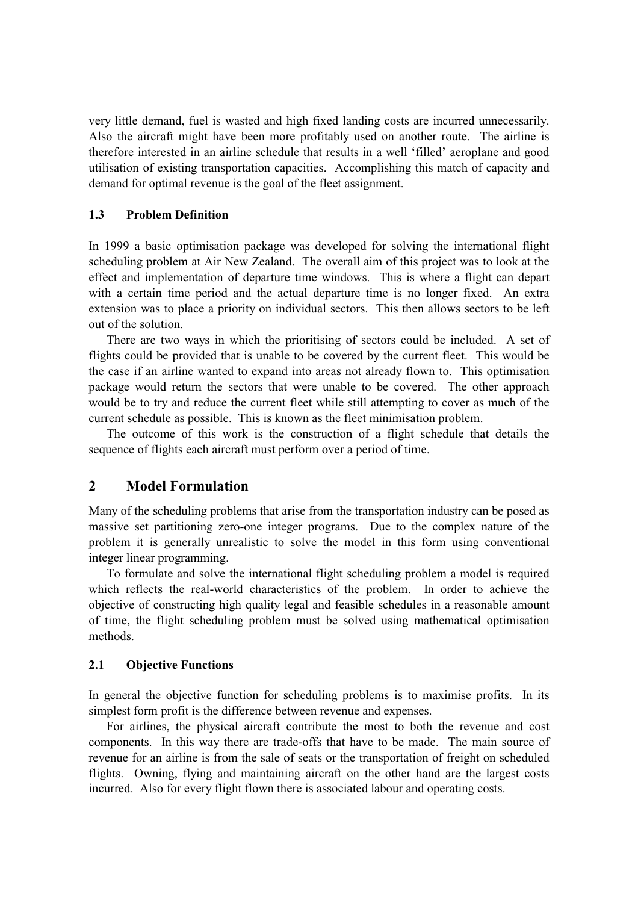very little demand, fuel is wasted and high fixed landing costs are incurred unnecessarily. Also the aircraft might have been more profitably used on another route. The airline is therefore interested in an airline schedule that results in a well 'filled' aeroplane and good utilisation of existing transportation capacities. Accomplishing this match of capacity and demand for optimal revenue is the goal of the fleet assignment.

### 1.3 Problem Definition

In 1999 a basic optimisation package was developed for solving the international flight scheduling problem at Air New Zealand. The overall aim of this project was to look at the effect and implementation of departure time windows. This is where a flight can depart with a certain time period and the actual departure time is no longer fixed. An extra extension was to place a priority on individual sectors. This then allows sectors to be left out of the solution.

There are two ways in which the prioritising of sectors could be included. A set of flights could be provided that is unable to be covered by the current fleet. This would be the case if an airline wanted to expand into areas not already flown to. This optimisation package would return the sectors that were unable to be covered. The other approach would be to try and reduce the current fleet while still attempting to cover as much of the current schedule as possible. This is known as the fleet minimisation problem.

The outcome of this work is the construction of a flight schedule that details the sequence of flights each aircraft must perform over a period of time.

## 2 Model Formulation

Many of the scheduling problems that arise from the transportation industry can be posed as massive set partitioning zero-one integer programs. Due to the complex nature of the problem it is generally unrealistic to solve the model in this form using conventional integer linear programming.

To formulate and solve the international flight scheduling problem a model is required which reflects the real-world characteristics of the problem. In order to achieve the objective of constructing high quality legal and feasible schedules in a reasonable amount of time, the flight scheduling problem must be solved using mathematical optimisation methods.

### 2.1 Objective Functions

In general the objective function for scheduling problems is to maximise profits. In its simplest form profit is the difference between revenue and expenses.

For airlines, the physical aircraft contribute the most to both the revenue and cost components. In this way there are trade-offs that have to be made. The main source of revenue for an airline is from the sale of seats or the transportation of freight on scheduled flights. Owning, flying and maintaining aircraft on the other hand are the largest costs incurred. Also for every flight flown there is associated labour and operating costs.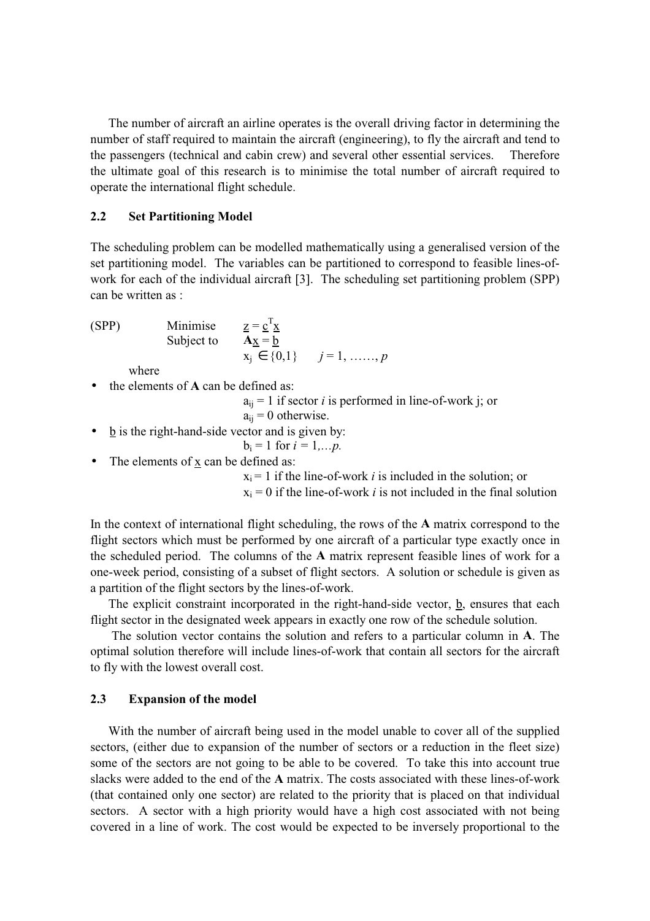The number of aircraft an airline operates is the overall driving factor in determining the number of staff required to maintain the aircraft (engineering), to fly the aircraft and tend to the passengers (technical and cabin crew) and several other essential services. Therefore the ultimate goal of this research is to minimise the total number of aircraft required to operate the international flight schedule.

### 2.2 Set Partitioning Model

The scheduling problem can be modelled mathematically using a generalised version of the set partitioning model. The variables can be partitioned to correspond to feasible lines-of-work for each of the individual aircraft [3]. The scheduling set partitioning problem (SPP) can be written as :

$$
\begin{array}{lll}
\text{(SPP)} & \text{Minimise} & \underline{z} = \underline{c}^T \underline{x} \\
 & \text{Subject to} & \mathbf{A}\underline{x} = \underline{b} \\
 & & x_j \in \{0,1\} \quad j = 1, \ldots\ldots, p
\end{array}
$$

where

- the elements of **A** can be defined as:
  $a_{ij} = 1$ if sector $i$ is performed in line-of-work j; or
  $a_{ij} = 0$ otherwise.
- $\underline{b}$ is the right-hand-side vector and is given by:
  $b_i = 1$ for $i = 1, \ldots p$.
- The elements of $\underline{x}$ can be defined as:
  $x_i = 1$ if the line-of-work $i$ is included in the solution; or
  $x_i = 0$ if the line-of-work $i$ is not included in the final solution

In the context of international flight scheduling, the rows of the **A** matrix correspond to the flight sectors which must be performed by one aircraft of a particular type exactly once in the scheduled period. The columns of the **A** matrix represent feasible lines of work for a one-week period, consisting of a subset of flight sectors. A solution or schedule is given as a partition of the flight sectors by the lines-of-work.

The explicit constraint incorporated in the right-hand-side vector, $\underline{b}$, ensures that each flight sector in the designated week appears in exactly one row of the schedule solution.

The solution vector contains the solution and refers to a particular column in **A**. The optimal solution therefore will include lines-of-work that contain all sectors for the aircraft to fly with the lowest overall cost.

### 2.3 Expansion of the model

With the number of aircraft being used in the model unable to cover all of the supplied sectors, (either due to expansion of the number of sectors or a reduction in the fleet size) some of the sectors are not going to be able to be covered. To take this into account true slacks were added to the end of the **A** matrix. The costs associated with these lines-of-work (that contained only one sector) are related to the priority that is placed on that individual sectors. A sector with a high priority would have a high cost associated with not being covered in a line of work. The cost would be expected to be inversely proportional to the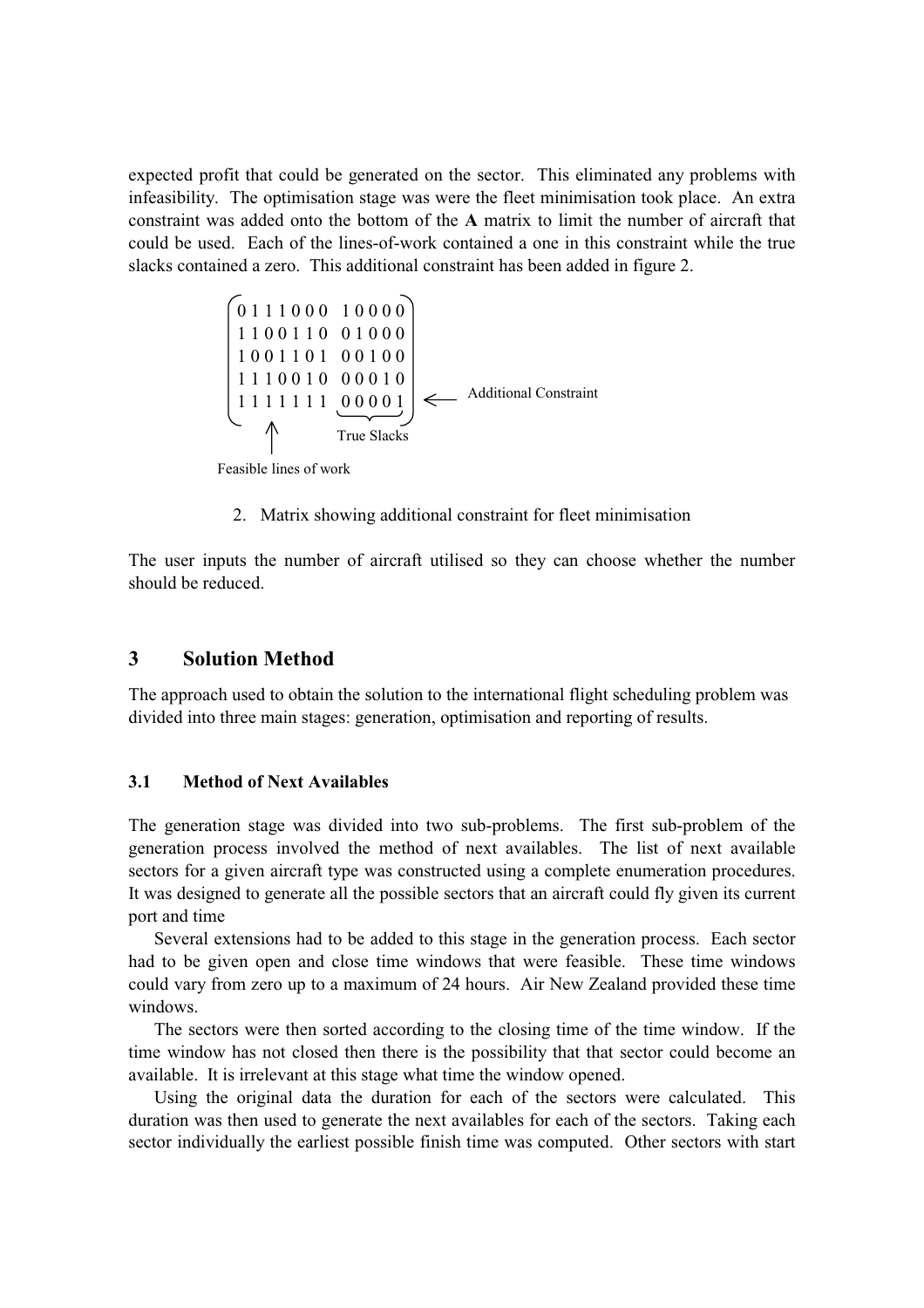expected profit that could be generated on the sector. This eliminated any problems with infeasibility. The optimisation stage was were the fleet minimisation took place. An extra constraint was added onto the bottom of the **A** matrix to limit the number of aircraft that could be used. Each of the lines-of-work contained a one in this constraint while the true slacks contained a zero. This additional constraint has been added in figure 2.

$$
\begin{pmatrix}
0\,1\,1\,1\,0\,0\,0 & 1\,0\,0\,0\,0 \\
1\,1\,0\,0\,1\,1\,0 & 0\,1\,0\,0\,0 \\
1\,0\,0\,1\,1\,0\,1 & 0\,0\,1\,0\,0 \\
1\,1\,1\,0\,0\,1\,0 & 0\,0\,0\,1\,0 \\
1\,1\,1\,1\,1\,1\,1 & \underbrace{0\,0\,0\,0\,1}_{\text{True Slacks}}
\end{pmatrix}
\leftarrow \text{Additional Constraint}
$$

↑ Feasible lines of work

2. Matrix showing additional constraint for fleet minimisation

The user inputs the number of aircraft utilised so they can choose whether the number should be reduced.

## 3 Solution Method

The approach used to obtain the solution to the international flight scheduling problem was divided into three main stages: generation, optimisation and reporting of results.

### 3.1 Method of Next Availables

The generation stage was divided into two sub-problems. The first sub-problem of the generation process involved the method of next availables. The list of next available sectors for a given aircraft type was constructed using a complete enumeration procedures. It was designed to generate all the possible sectors that an aircraft could fly given its current port and time

Several extensions had to be added to this stage in the generation process. Each sector had to be given open and close time windows that were feasible. These time windows could vary from zero up to a maximum of 24 hours. Air New Zealand provided these time windows.

The sectors were then sorted according to the closing time of the time window. If the time window has not closed then there is the possibility that that sector could become an available. It is irrelevant at this stage what time the window opened.

Using the original data the duration for each of the sectors were calculated. This duration was then used to generate the next availables for each of the sectors. Taking each sector individually the earliest possible finish time was computed. Other sectors with start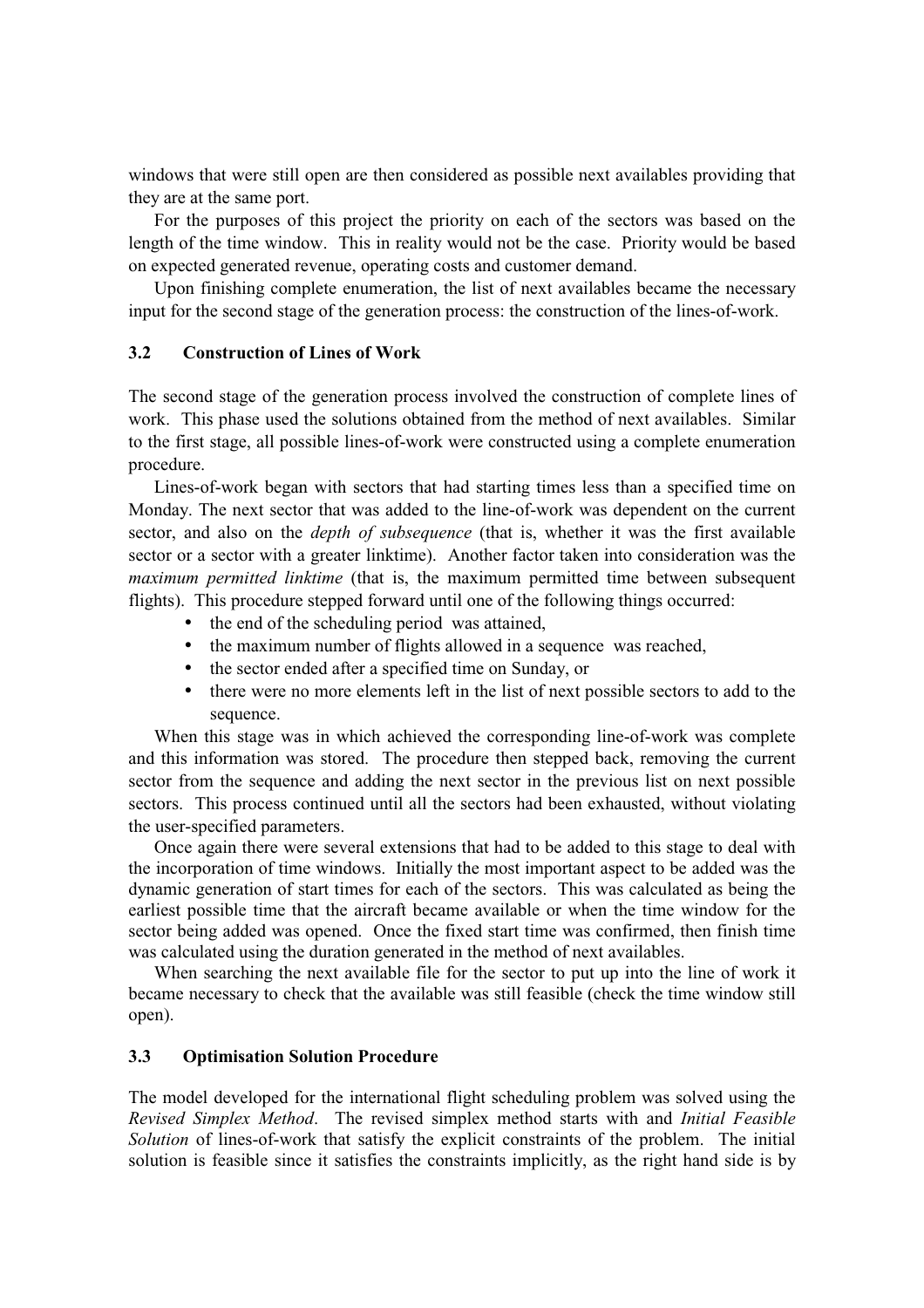windows that were still open are then considered as possible next availables providing that they are at the same port.

For the purposes of this project the priority on each of the sectors was based on the length of the time window. This in reality would not be the case. Priority would be based on expected generated revenue, operating costs and customer demand.

Upon finishing complete enumeration, the list of next availables became the necessary input for the second stage of the generation process: the construction of the lines-of-work.

### 3.2 Construction of Lines of Work

The second stage of the generation process involved the construction of complete lines of work. This phase used the solutions obtained from the method of next availables. Similar to the first stage, all possible lines-of-work were constructed using a complete enumeration procedure.

Lines-of-work began with sectors that had starting times less than a specified time on Monday. The next sector that was added to the line-of-work was dependent on the current sector, and also on the *depth of subsequence* (that is, whether it was the first available sector or a sector with a greater linktime). Another factor taken into consideration was the *maximum permitted linktime* (that is, the maximum permitted time between subsequent flights). This procedure stepped forward until one of the following things occurred:

- the end of the scheduling period was attained,
- the maximum number of flights allowed in a sequence was reached,
- the sector ended after a specified time on Sunday, or
- there were no more elements left in the list of next possible sectors to add to the sequence.

When this stage was in which achieved the corresponding line-of-work was complete and this information was stored. The procedure then stepped back, removing the current sector from the sequence and adding the next sector in the previous list on next possible sectors. This process continued until all the sectors had been exhausted, without violating the user-specified parameters.

Once again there were several extensions that had to be added to this stage to deal with the incorporation of time windows. Initially the most important aspect to be added was the dynamic generation of start times for each of the sectors. This was calculated as being the earliest possible time that the aircraft became available or when the time window for the sector being added was opened. Once the fixed start time was confirmed, then finish time was calculated using the duration generated in the method of next availables.

When searching the next available file for the sector to put up into the line of work it became necessary to check that the available was still feasible (check the time window still open).

### 3.3 Optimisation Solution Procedure

The model developed for the international flight scheduling problem was solved using the *Revised Simplex Method*. The revised simplex method starts with and *Initial Feasible Solution* of lines-of-work that satisfy the explicit constraints of the problem. The initial solution is feasible since it satisfies the constraints implicitly, as the right hand side is by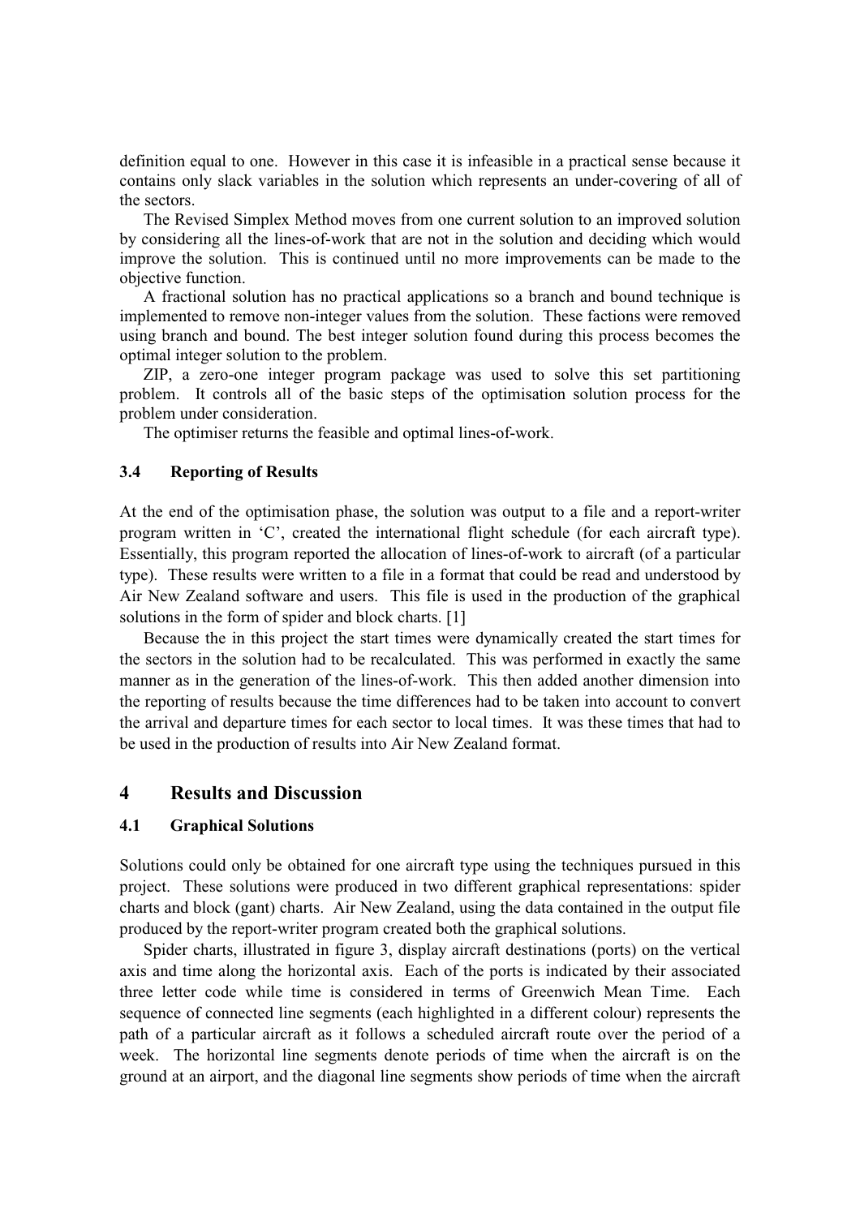definition equal to one. However in this case it is infeasible in a practical sense because it contains only slack variables in the solution which represents an under-covering of all of the sectors.

The Revised Simplex Method moves from one current solution to an improved solution by considering all the lines-of-work that are not in the solution and deciding which would improve the solution. This is continued until no more improvements can be made to the objective function.

A fractional solution has no practical applications so a branch and bound technique is implemented to remove non-integer values from the solution. These factions were removed using branch and bound. The best integer solution found during this process becomes the optimal integer solution to the problem.

ZIP, a zero-one integer program package was used to solve this set partitioning problem. It controls all of the basic steps of the optimisation solution process for the problem under consideration.

The optimiser returns the feasible and optimal lines-of-work.

### 3.4 Reporting of Results

At the end of the optimisation phase, the solution was output to a file and a report-writer program written in 'C', created the international flight schedule (for each aircraft type). Essentially, this program reported the allocation of lines-of-work to aircraft (of a particular type). These results were written to a file in a format that could be read and understood by Air New Zealand software and users. This file is used in the production of the graphical solutions in the form of spider and block charts. [1]

Because the in this project the start times were dynamically created the start times for the sectors in the solution had to be recalculated. This was performed in exactly the same manner as in the generation of the lines-of-work. This then added another dimension into the reporting of results because the time differences had to be taken into account to convert the arrival and departure times for each sector to local times. It was these times that had to be used in the production of results into Air New Zealand format.

## 4 Results and Discussion

### 4.1 Graphical Solutions

Solutions could only be obtained for one aircraft type using the techniques pursued in this project. These solutions were produced in two different graphical representations: spider charts and block (gant) charts. Air New Zealand, using the data contained in the output file produced by the report-writer program created both the graphical solutions.

Spider charts, illustrated in figure 3, display aircraft destinations (ports) on the vertical axis and time along the horizontal axis. Each of the ports is indicated by their associated three letter code while time is considered in terms of Greenwich Mean Time. Each sequence of connected line segments (each highlighted in a different colour) represents the path of a particular aircraft as it follows a scheduled aircraft route over the period of a week. The horizontal line segments denote periods of time when the aircraft is on the ground at an airport, and the diagonal line segments show periods of time when the aircraft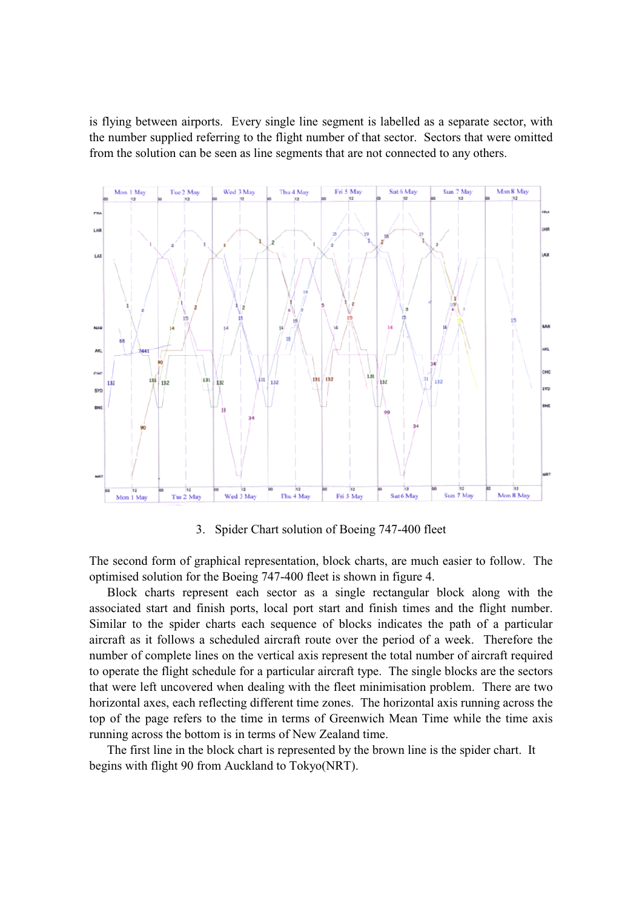is flying between airports. Every single line segment is labelled as a separate sector, with the number supplied referring to the flight number of that sector. Sectors that were omitted from the solution can be seen as line segments that are not connected to any others.

3. Spider Chart solution of Boeing 747-400 fleet

The second form of graphical representation, block charts, are much easier to follow. The optimised solution for the Boeing 747-400 fleet is shown in figure 4.

Block charts represent each sector as a single rectangular block along with the associated start and finish ports, local port start and finish times and the flight number. Similar to the spider charts each sequence of blocks indicates the path of a particular aircraft as it follows a scheduled aircraft route over the period of a week. Therefore the number of complete lines on the vertical axis represent the total number of aircraft required to operate the flight schedule for a particular aircraft type. The single blocks are the sectors that were left uncovered when dealing with the fleet minimisation problem. There are two horizontal axes, each reflecting different time zones. The horizontal axis running across the top of the page refers to the time in terms of Greenwich Mean Time while the time axis running across the bottom is in terms of New Zealand time.

The first line in the block chart is represented by the brown line is the spider chart. It begins with flight 90 from Auckland to Tokyo(NRT).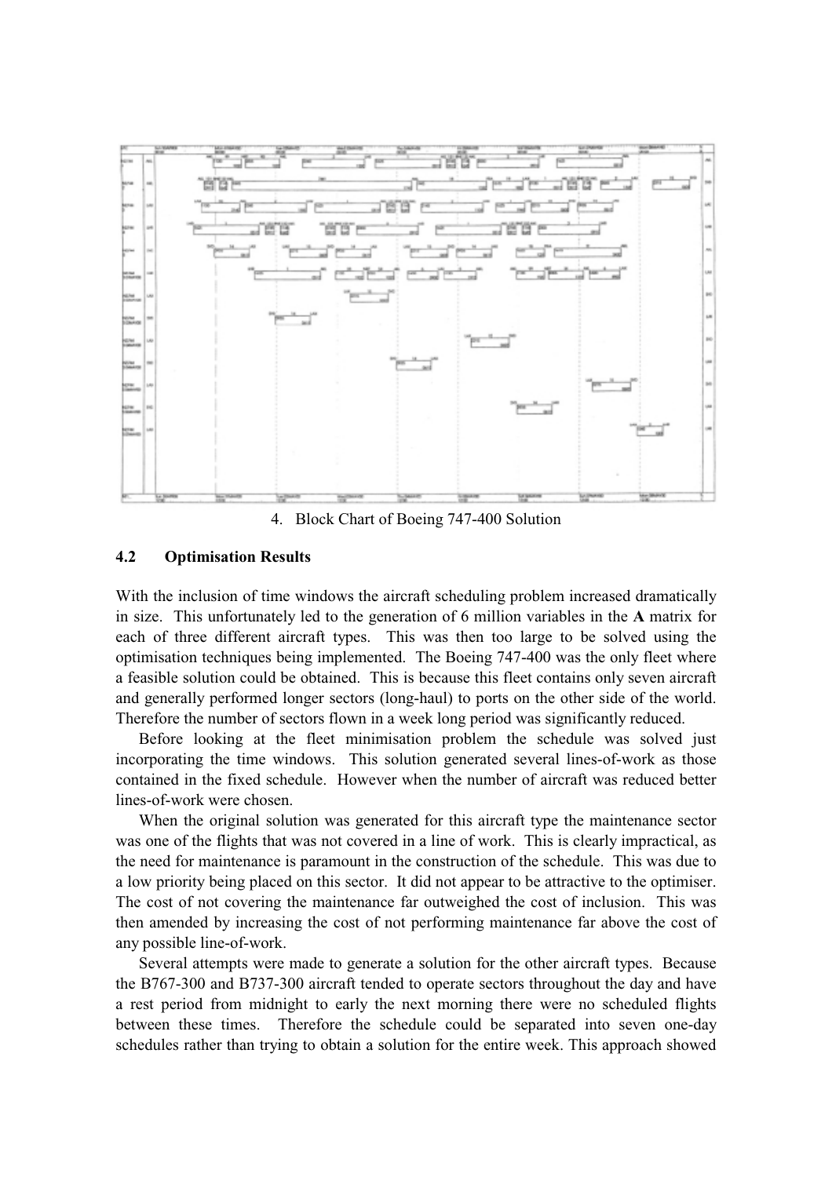4. Block Chart of Boeing 747-400 Solution

### 4.2 Optimisation Results

With the inclusion of time windows the aircraft scheduling problem increased dramatically in size. This unfortunately led to the generation of 6 million variables in the **A** matrix for each of three different aircraft types. This was then too large to be solved using the optimisation techniques being implemented. The Boeing 747-400 was the only fleet where a feasible solution could be obtained. This is because this fleet contains only seven aircraft and generally performed longer sectors (long-haul) to ports on the other side of the world. Therefore the number of sectors flown in a week long period was significantly reduced.

Before looking at the fleet minimisation problem the schedule was solved just incorporating the time windows. This solution generated several lines-of-work as those contained in the fixed schedule. However when the number of aircraft was reduced better lines-of-work were chosen.

When the original solution was generated for this aircraft type the maintenance sector was one of the flights that was not covered in a line of work. This is clearly impractical, as the need for maintenance is paramount in the construction of the schedule. This was due to a low priority being placed on this sector. It did not appear to be attractive to the optimiser. The cost of not covering the maintenance far outweighed the cost of inclusion. This was then amended by increasing the cost of not performing maintenance far above the cost of any possible line-of-work.

Several attempts were made to generate a solution for the other aircraft types. Because the B767-300 and B737-300 aircraft tended to operate sectors throughout the day and have a rest period from midnight to early the next morning there were no scheduled flights between these times. Therefore the schedule could be separated into seven one-day schedules rather than trying to obtain a solution for the entire week. This approach showed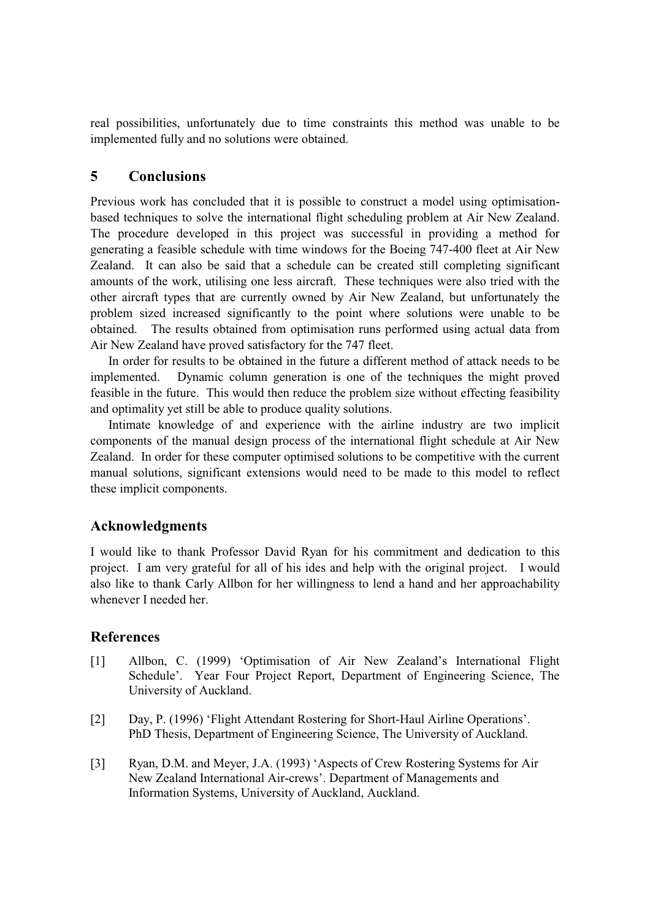real possibilities, unfortunately due to time constraints this method was unable to be implemented fully and no solutions were obtained.

## 5 Conclusions

Previous work has concluded that it is possible to construct a model using optimisation-based techniques to solve the international flight scheduling problem at Air New Zealand. The procedure developed in this project was successful in providing a method for generating a feasible schedule with time windows for the Boeing 747-400 fleet at Air New Zealand. It can also be said that a schedule can be created still completing significant amounts of the work, utilising one less aircraft. These techniques were also tried with the other aircraft types that are currently owned by Air New Zealand, but unfortunately the problem sized increased significantly to the point where solutions were unable to be obtained. The results obtained from optimisation runs performed using actual data from Air New Zealand have proved satisfactory for the 747 fleet.

In order for results to be obtained in the future a different method of attack needs to be implemented. Dynamic column generation is one of the techniques the might proved feasible in the future. This would then reduce the problem size without effecting feasibility and optimality yet still be able to produce quality solutions.

Intimate knowledge of and experience with the airline industry are two implicit components of the manual design process of the international flight schedule at Air New Zealand. In order for these computer optimised solutions to be competitive with the current manual solutions, significant extensions would need to be made to this model to reflect these implicit components.

## Acknowledgments

I would like to thank Professor David Ryan for his commitment and dedication to this project. I am very grateful for all of his ides and help with the original project. I would also like to thank Carly Allbon for her willingness to lend a hand and her approachability whenever I needed her.

## References

[1] Allbon, C. (1999) 'Optimisation of Air New Zealand's International Flight Schedule'. Year Four Project Report, Department of Engineering Science, The University of Auckland.

[2] Day, P. (1996) 'Flight Attendant Rostering for Short-Haul Airline Operations'. PhD Thesis, Department of Engineering Science, The University of Auckland.

[3] Ryan, D.M. and Meyer, J.A. (1993) 'Aspects of Crew Rostering Systems for Air New Zealand International Air-crews'. Department of Managements and Information Systems, University of Auckland, Auckland.